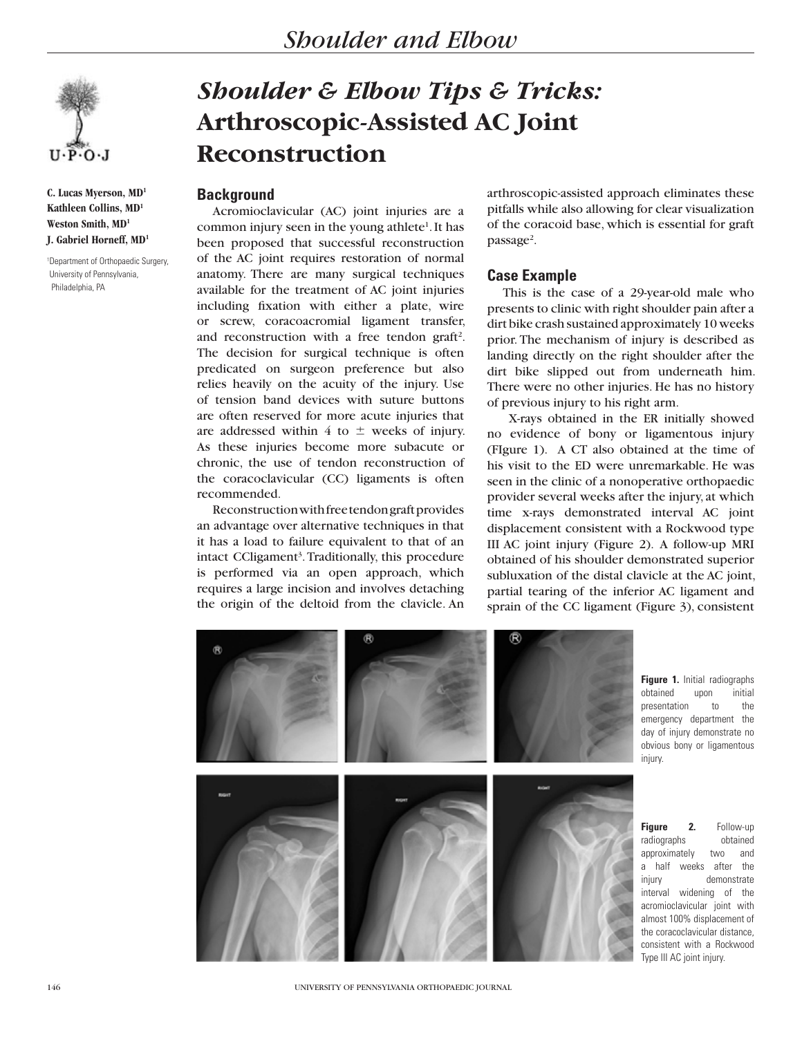# Shoulder & Elbow Tips & Tricks: Arthroscopic-Assisted AC Joint Reconstruction

**C. Lucas Myerson, MD[1]**
**Kathleen Collins, MD[1]**
**Weston Smith, MD[1]**
**J. Gabriel Horneff, MD[1]**

[1]Department of Orthopaedic Surgery, University of Pennsylvania, Philadelphia, PA

## Background

Acromioclavicular (AC) joint injuries are a common injury seen in the young athlete[1]. It has been proposed that successful reconstruction of the AC joint requires restoration of normal anatomy. There are many surgical techniques available for the treatment of AC joint injuries including fixation with either a plate, wire or screw, coracoacromial ligament transfer, and reconstruction with a free tendon graft[2]. The decision for surgical technique is often predicated on surgeon preference but also relies heavily on the acuity of the injury. Use of tension band devices with suture buttons are often reserved for more acute injuries that are addressed within 4 to ± weeks of injury. As these injuries become more subacute or chronic, the use of tendon reconstruction of the coracoclavicular (CC) ligaments is often recommended.

Reconstruction with free tendon graft provides an advantage over alternative techniques in that it has a load to failure equivalent to that of an intact CCligament[3]. Traditionally, this procedure is performed via an open approach, which requires a large incision and involves detaching the origin of the deltoid from the clavicle. An arthroscopic-assisted approach eliminates these pitfalls while also allowing for clear visualization of the coracoid base, which is essential for graft passage[2].

## Case Example

This is the case of a 29-year-old male who presents to clinic with right shoulder pain after a dirt bike crash sustained approximately 10 weeks prior. The mechanism of injury is described as landing directly on the right shoulder after the dirt bike slipped out from underneath him. There were no other injuries. He has no history of previous injury to his right arm.

X-rays obtained in the ER initially showed no evidence of bony or ligamentous injury (FIgure 1). A CT also obtained at the time of his visit to the ED were unremarkable. He was seen in the clinic of a nonoperative orthopaedic provider several weeks after the injury, at which time x-rays demonstrated interval AC joint displacement consistent with a Rockwood type III AC joint injury (Figure 2). A follow-up MRI obtained of his shoulder demonstrated superior subluxation of the distal clavicle at the AC joint, partial tearing of the inferior AC ligament and sprain of the CC ligament (Figure 3), consistent

**Figure 1.** Initial radiographs obtained upon initial presentation to the emergency department the day of injury demonstrate no obvious bony or ligamentous injury.

**Figure 2.** Follow-up radiographs obtained approximately two and a half weeks after the injury demonstrate interval widening of the acromioclavicular joint with almost 100% displacement of the coracoclavicular distance, consistent with a Rockwood Type III AC joint injury.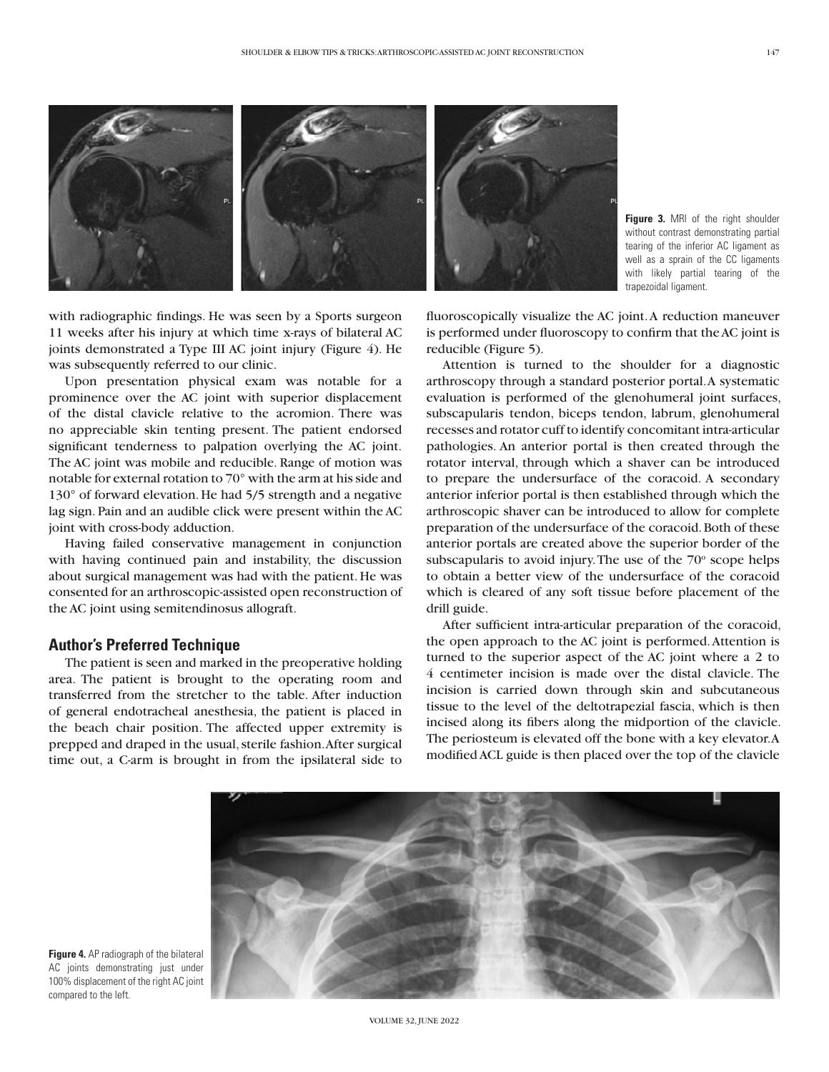Figure 3. MRI of the right shoulder without contrast demonstrating partial tearing of the inferior AC ligament as well as a sprain of the CC ligaments with likely partial tearing of the trapezoidal ligament.

with radiographic findings. He was seen by a Sports surgeon 11 weeks after his injury at which time x-rays of bilateral AC joints demonstrated a Type III AC joint injury (Figure 4). He was subsequently referred to our clinic.

Upon presentation physical exam was notable for a prominence over the AC joint with superior displacement of the distal clavicle relative to the acromion. There was no appreciable skin tenting present. The patient endorsed significant tenderness to palpation overlying the AC joint. The AC joint was mobile and reducible. Range of motion was notable for external rotation to 70° with the arm at his side and 130° of forward elevation. He had 5/5 strength and a negative lag sign. Pain and an audible click were present within the AC joint with cross-body adduction.

Having failed conservative management in conjunction with having continued pain and instability, the discussion about surgical management was had with the patient. He was consented for an arthroscopic-assisted open reconstruction of the AC joint using semitendinosus allograft.

## Author's Preferred Technique

The patient is seen and marked in the preoperative holding area. The patient is brought to the operating room and transferred from the stretcher to the table. After induction of general endotracheal anesthesia, the patient is placed in the beach chair position. The affected upper extremity is prepped and draped in the usual, sterile fashion. After surgical time out, a C-arm is brought in from the ipsilateral side to fluoroscopically visualize the AC joint. A reduction maneuver is performed under fluoroscopy to confirm that the AC joint is reducible (Figure 5).

Attention is turned to the shoulder for a diagnostic arthroscopy through a standard posterior portal. A systematic evaluation is performed of the glenohumeral joint surfaces, subscapularis tendon, biceps tendon, labrum, glenohumeral recesses and rotator cuff to identify concomitant intra-articular pathologies. An anterior portal is then created through the rotator interval, through which a shaver can be introduced to prepare the undersurface of the coracoid. A secondary anterior inferior portal is then established through which the arthroscopic shaver can be introduced to allow for complete preparation of the undersurface of the coracoid. Both of these anterior portals are created above the superior border of the subscapularis to avoid injury. The use of the 70º scope helps to obtain a better view of the undersurface of the coracoid which is cleared of any soft tissue before placement of the drill guide.

After sufficient intra-articular preparation of the coracoid, the open approach to the AC joint is performed. Attention is turned to the superior aspect of the AC joint where a 2 to 4 centimeter incision is made over the distal clavicle. The incision is carried down through skin and subcutaneous tissue to the level of the deltotrapezial fascia, which is then incised along its fibers along the midportion of the clavicle. The periosteum is elevated off the bone with a key elevator. A modified ACL guide is then placed over the top of the clavicle

Figure 4. AP radiograph of the bilateral AC joints demonstrating just under 100% displacement of the right AC joint compared to the left.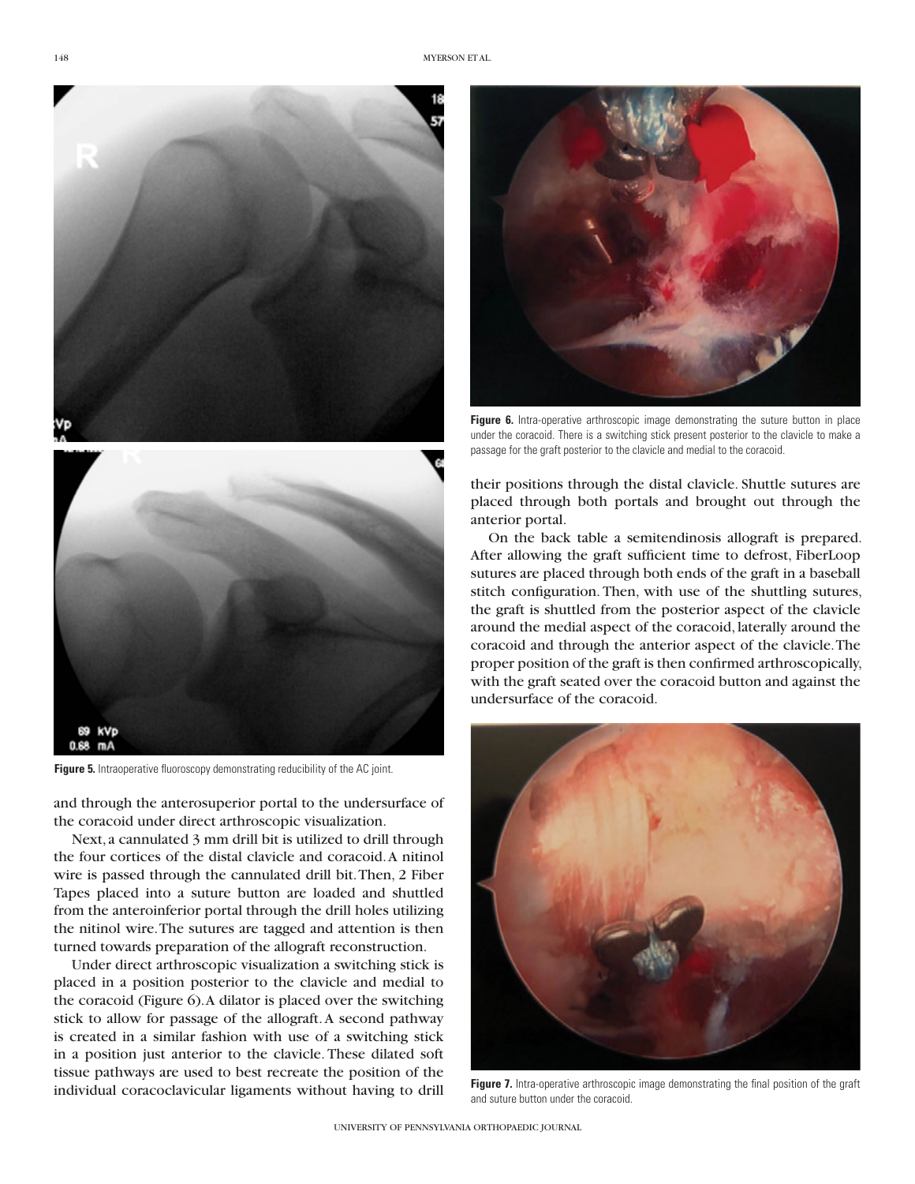Figure 5. Intraoperative fluoroscopy demonstrating reducibility of the AC joint.

and through the anterosuperior portal to the undersurface of the coracoid under direct arthroscopic visualization.

Next, a cannulated 3 mm drill bit is utilized to drill through the four cortices of the distal clavicle and coracoid. A nitinol wire is passed through the cannulated drill bit. Then, 2 Fiber Tapes placed into a suture button are loaded and shuttled from the anteroinferior portal through the drill holes utilizing the nitinol wire. The sutures are tagged and attention is then turned towards preparation of the allograft reconstruction.

Under direct arthroscopic visualization a switching stick is placed in a position posterior to the clavicle and medial to the coracoid (Figure 6). A dilator is placed over the switching stick to allow for passage of the allograft. A second pathway is created in a similar fashion with use of a switching stick in a position just anterior to the clavicle. These dilated soft tissue pathways are used to best recreate the position of the individual coracoclavicular ligaments without having to drill their positions through the distal clavicle. Shuttle sutures are placed through both portals and brought out through the anterior portal.

Figure 6. Intra-operative arthroscopic image demonstrating the suture button in place under the coracoid. There is a switching stick present posterior to the clavicle to make a passage for the graft posterior to the clavicle and medial to the coracoid.

On the back table a semitendinosis allograft is prepared. After allowing the graft sufficient time to defrost, FiberLoop sutures are placed through both ends of the graft in a baseball stitch configuration. Then, with use of the shuttling sutures, the graft is shuttled from the posterior aspect of the clavicle around the medial aspect of the coracoid, laterally around the coracoid and through the anterior aspect of the clavicle. The proper position of the graft is then confirmed arthroscopically, with the graft seated over the coracoid button and against the undersurface of the coracoid.

Figure 7. Intra-operative arthroscopic image demonstrating the final position of the graft and suture button under the coracoid.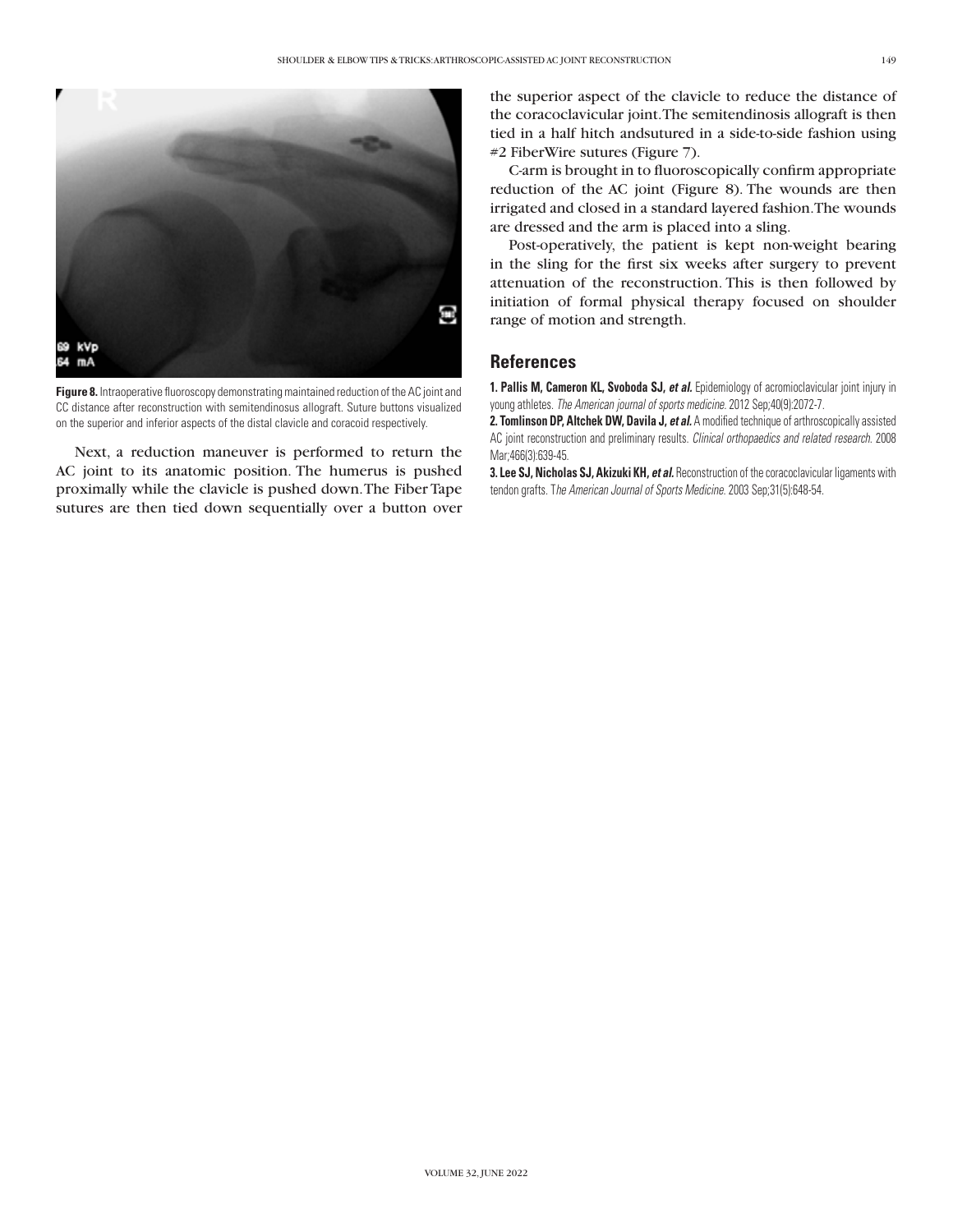Figure 8. Intraoperative fluoroscopy demonstrating maintained reduction of the AC joint and CC distance after reconstruction with semitendinosus allograft. Suture buttons visualized on the superior and inferior aspects of the distal clavicle and coracoid respectively.

Next, a reduction maneuver is performed to return the AC joint to its anatomic position. The humerus is pushed proximally while the clavicle is pushed down. The Fiber Tape sutures are then tied down sequentially over a button over the superior aspect of the clavicle to reduce the distance of the coracoclavicular joint. The semitendinosis allograft is then tied in a half hitch andsutured in a side-to-side fashion using #2 FiberWire sutures (Figure 7).

C-arm is brought in to fluoroscopically confirm appropriate reduction of the AC joint (Figure 8). The wounds are then irrigated and closed in a standard layered fashion. The wounds are dressed and the arm is placed into a sling.

Post-operatively, the patient is kept non-weight bearing in the sling for the first six weeks after surgery to prevent attenuation of the reconstruction. This is then followed by initiation of formal physical therapy focused on shoulder range of motion and strength.

## References

**1. Pallis M, Cameron KL, Svoboda SJ, *et al.*** Epidemiology of acromioclavicular joint injury in young athletes. *The American journal of sports medicine.* 2012 Sep;40(9):2072-7.

**2. Tomlinson DP, Altchek DW, Davila J, *et al.*** A modified technique of arthroscopically assisted AC joint reconstruction and preliminary results. *Clinical orthopaedics and related research.* 2008 Mar;466(3):639-45.

**3. Lee SJ, Nicholas SJ, Akizuki KH, *et al.*** Reconstruction of the coracoclavicular ligaments with tendon grafts. T*he American Journal of Sports Medicine.* 2003 Sep;31(5):648-54.